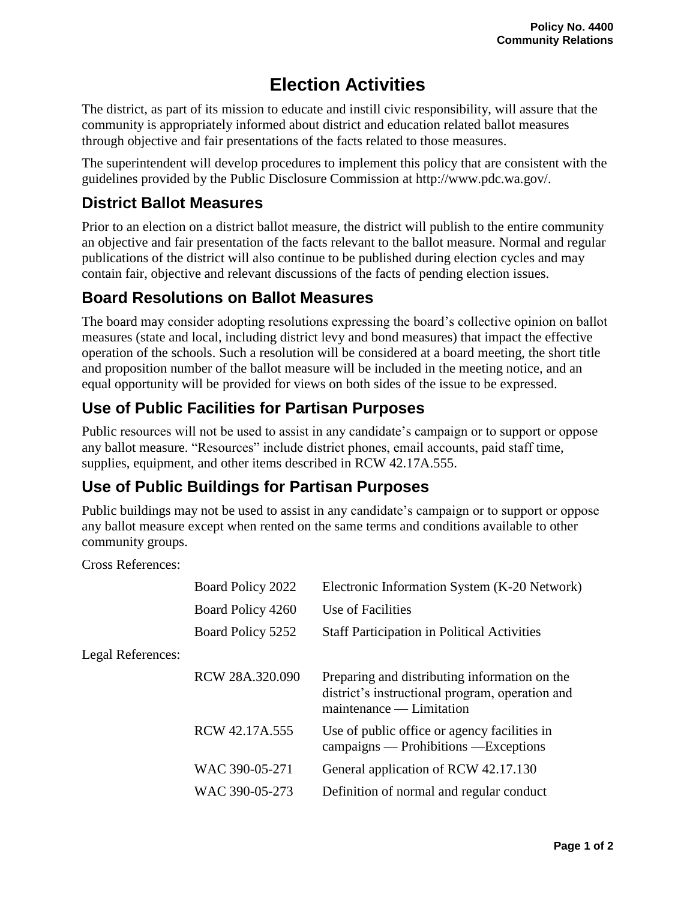**Policy No. 4400**
**Community Relations**

# Election Activities

The district, as part of its mission to educate and instill civic responsibility, will assure that the community is appropriately informed about district and education related ballot measures through objective and fair presentations of the facts related to those measures.

The superintendent will develop procedures to implement this policy that are consistent with the guidelines provided by the Public Disclosure Commission at http://www.pdc.wa.gov/.

## District Ballot Measures

Prior to an election on a district ballot measure, the district will publish to the entire community an objective and fair presentation of the facts relevant to the ballot measure. Normal and regular publications of the district will also continue to be published during election cycles and may contain fair, objective and relevant discussions of the facts of pending election issues.

## Board Resolutions on Ballot Measures

The board may consider adopting resolutions expressing the board's collective opinion on ballot measures (state and local, including district levy and bond measures) that impact the effective operation of the schools. Such a resolution will be considered at a board meeting, the short title and proposition number of the ballot measure will be included in the meeting notice, and an equal opportunity will be provided for views on both sides of the issue to be expressed.

## Use of Public Facilities for Partisan Purposes

Public resources will not be used to assist in any candidate's campaign or to support or oppose any ballot measure. "Resources" include district phones, email accounts, paid staff time, supplies, equipment, and other items described in RCW 42.17A.555.

## Use of Public Buildings for Partisan Purposes

Public buildings may not be used to assist in any candidate's campaign or to support or oppose any ballot measure except when rented on the same terms and conditions available to other community groups.

Cross References:

| | | |
|---|---|---|
| | Board Policy 2022 | Electronic Information System (K-20 Network) |
| | Board Policy 4260 | Use of Facilities |
| | Board Policy 5252 | Staff Participation in Political Activities |

Legal References:

| | | |
|---|---|---|
| | RCW 28A.320.090 | Preparing and distributing information on the district's instructional program, operation and maintenance — Limitation |
| | RCW 42.17A.555 | Use of public office or agency facilities in campaigns — Prohibitions —Exceptions |
| | WAC 390-05-271 | General application of RCW 42.17.130 |
| | WAC 390-05-273 | Definition of normal and regular conduct |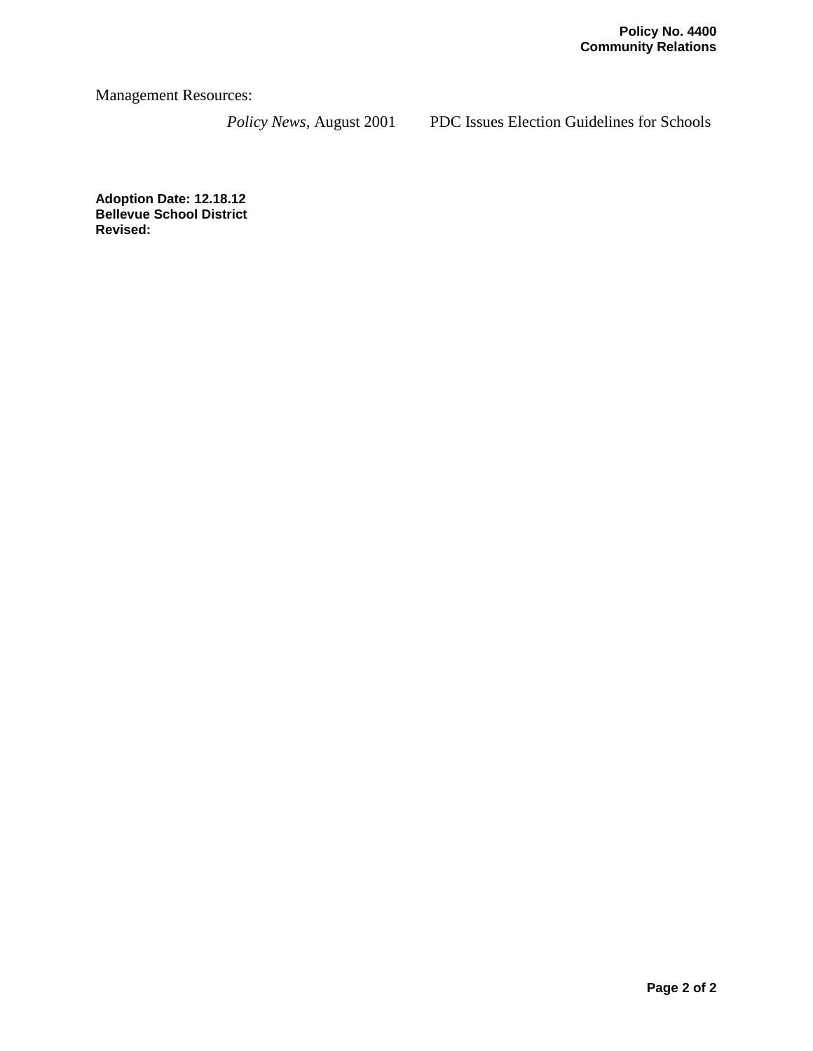Management Resources:

*Policy News*, August 2001 PDC Issues Election Guidelines for Schools

**Adoption Date: 12.18.12**
**Bellevue School District**
**Revised:**